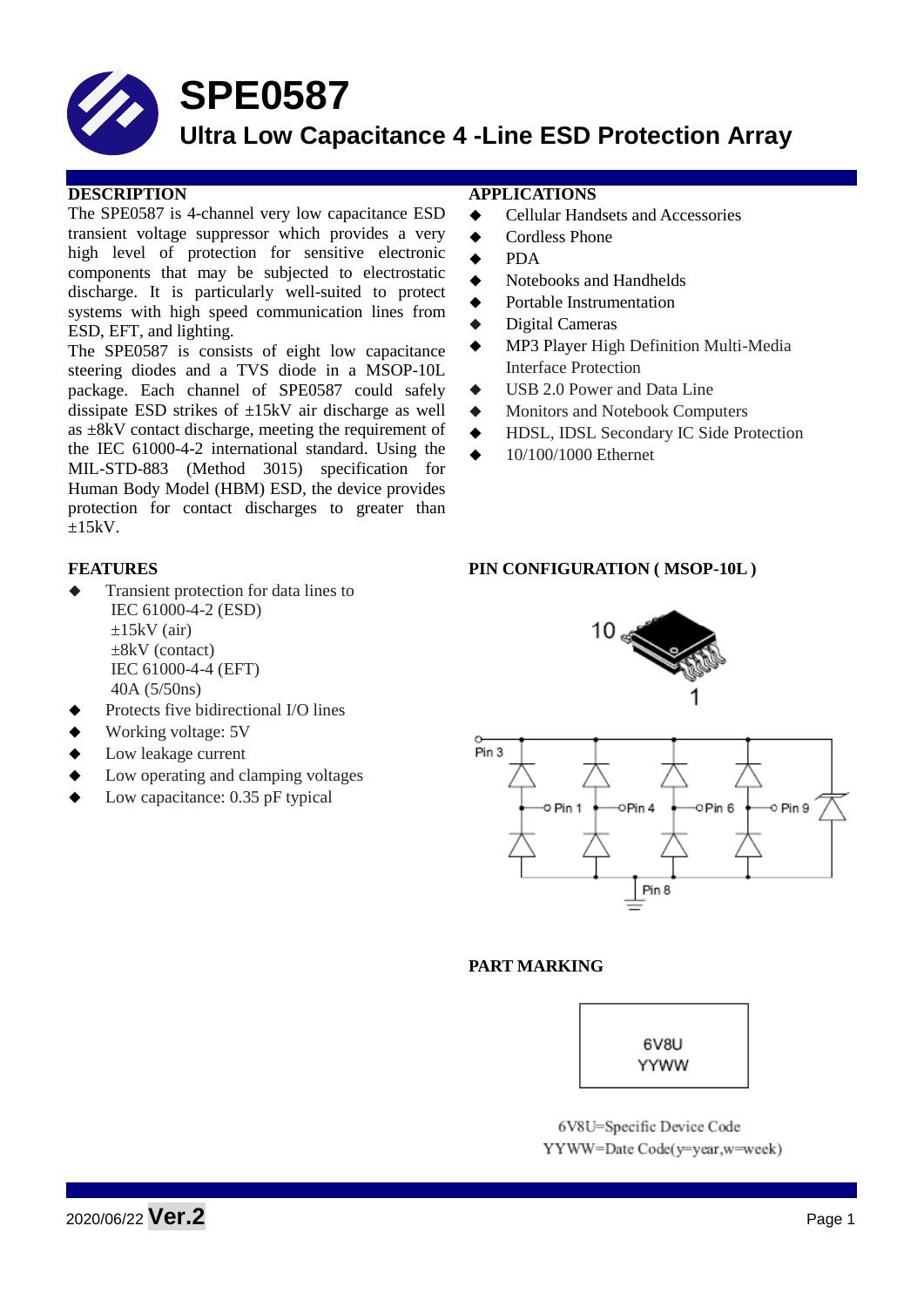# SPE0587

## Ultra Low Capacitance 4 -Line ESD Protection Array

### DESCRIPTION

The SPE0587 is 4-channel very low capacitance ESD transient voltage suppressor which provides a very high level of protection for sensitive electronic components that may be subjected to electrostatic discharge. It is particularly well-suited to protect systems with high speed communication lines from ESD, EFT, and lighting.

The SPE0587 is consists of eight low capacitance steering diodes and a TVS diode in a MSOP-10L package. Each channel of SPE0587 could safely dissipate ESD strikes of ±15kV air discharge as well as ±8kV contact discharge, meeting the requirement of the IEC 61000-4-2 international standard. Using the MIL-STD-883 (Method 3015) specification for Human Body Model (HBM) ESD, the device provides protection for contact discharges to greater than ±15kV.

### APPLICATIONS

- Cellular Handsets and Accessories
- Cordless Phone
- PDA
- Notebooks and Handhelds
- Portable Instrumentation
- Digital Cameras
- MP3 Player High Definition Multi-Media Interface Protection
- USB 2.0 Power and Data Line
- Monitors and Notebook Computers
- HDSL, IDSL Secondary IC Side Protection
- 10/100/1000 Ethernet

### FEATURES

- Transient protection for data lines to
  IEC 61000-4-2 (ESD)
  ±15kV (air)
  ±8kV (contact)
  IEC 61000-4-4 (EFT)
  40A (5/50ns)
- Protects five bidirectional I/O lines
- Working voltage: 5V
- Low leakage current
- Low operating and clamping voltages
- Low capacitance: 0.35 pF typical

### PIN CONFIGURATION ( MSOP-10L )

10

1

Pin 3, Pin 1, Pin 4, Pin 6, Pin 9, Pin 8

### PART MARKING

6V8U
YYWW

6V8U=Specific Device Code
YYWW=Date Code(y=year,w=week)

2020/06/22 **Ver.2**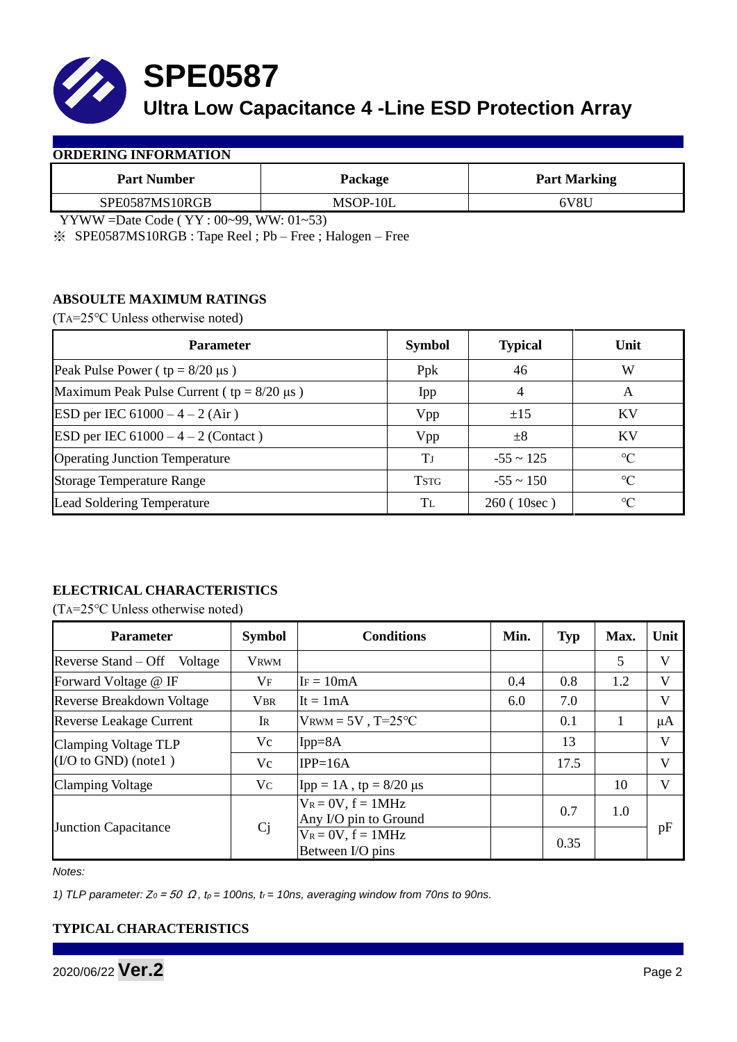# SPE0587

## Ultra Low Capacitance 4 -Line ESD Protection Array

### ORDERING INFORMATION

| Part Number | Package | Part Marking |
|---|---|---|
| SPE0587MS10RGB | MSOP-10L | 6V8U |

YYWW =Date Code ( YY : 00~99, WW: 01~53)

※ SPE0587MS10RGB : Tape Reel ; Pb – Free ; Halogen – Free

### ABSOULTE MAXIMUM RATINGS

($T_A$=25°C Unless otherwise noted)

| Parameter | Symbol | Typical | Unit |
|---|---|---|---|
| Peak Pulse Power ( tp = 8/20 μs ) | Ppk | 46 | W |
| Maximum Peak Pulse Current ( tp = 8/20 μs ) | Ipp | 4 | A |
| ESD per IEC 61000 – 4 – 2 (Air ) | Vpp | ±15 | KV |
| ESD per IEC 61000 – 4 – 2 (Contact ) | Vpp | ±8 | KV |
| Operating Junction Temperature | $T_J$ | -55 ~ 125 | °C |
| Storage Temperature Range | $T_{STG}$ | -55 ~ 150 | °C |
| Lead Soldering Temperature | $T_L$ | 260 ( 10sec ) | °C |

### ELECTRICAL CHARACTERISTICS

($T_A$=25°C Unless otherwise noted)

| Parameter | Symbol | Conditions | Min. | Typ | Max. | Unit |
|---|---|---|---|---|---|---|
| Reverse Stand – Off Voltage | $V_{RWM}$ | | | | 5 | V |
| Forward Voltage @ IF | $V_F$ | $I_F$ = 10mA | 0.4 | 0.8 | 1.2 | V |
| Reverse Breakdown Voltage | $V_{BR}$ | It = 1mA | 6.0 | 7.0 | | V |
| Reverse Leakage Current | $I_R$ | $V_{RWM}$ = 5V , T=25°C | | 0.1 | 1 | μA |
| Clamping Voltage TLP (I/O to GND) (note1 ) | Vc | Ipp=8A | | 13 | | V |
| | Vc | IPP=16A | | 17.5 | | V |
| Clamping Voltage | $V_C$ | Ipp = 1A , tp = 8/20 μs | | | 10 | V |
| Junction Capacitance | Cj | $V_R$ = 0V, f = 1MHz Any I/O pin to Ground | | 0.7 | 1.0 | pF |
| | | $V_R$ = 0V, f = 1MHz Between I/O pins | | 0.35 | | pF |

*Notes:*

*1) TLP parameter: $Z_0$ = 50 Ω, $t_p$ = 100ns, $t_r$ = 10ns, averaging window from 70ns to 90ns.*

### TYPICAL CHARACTERISTICS

2020/06/22 **Ver.2**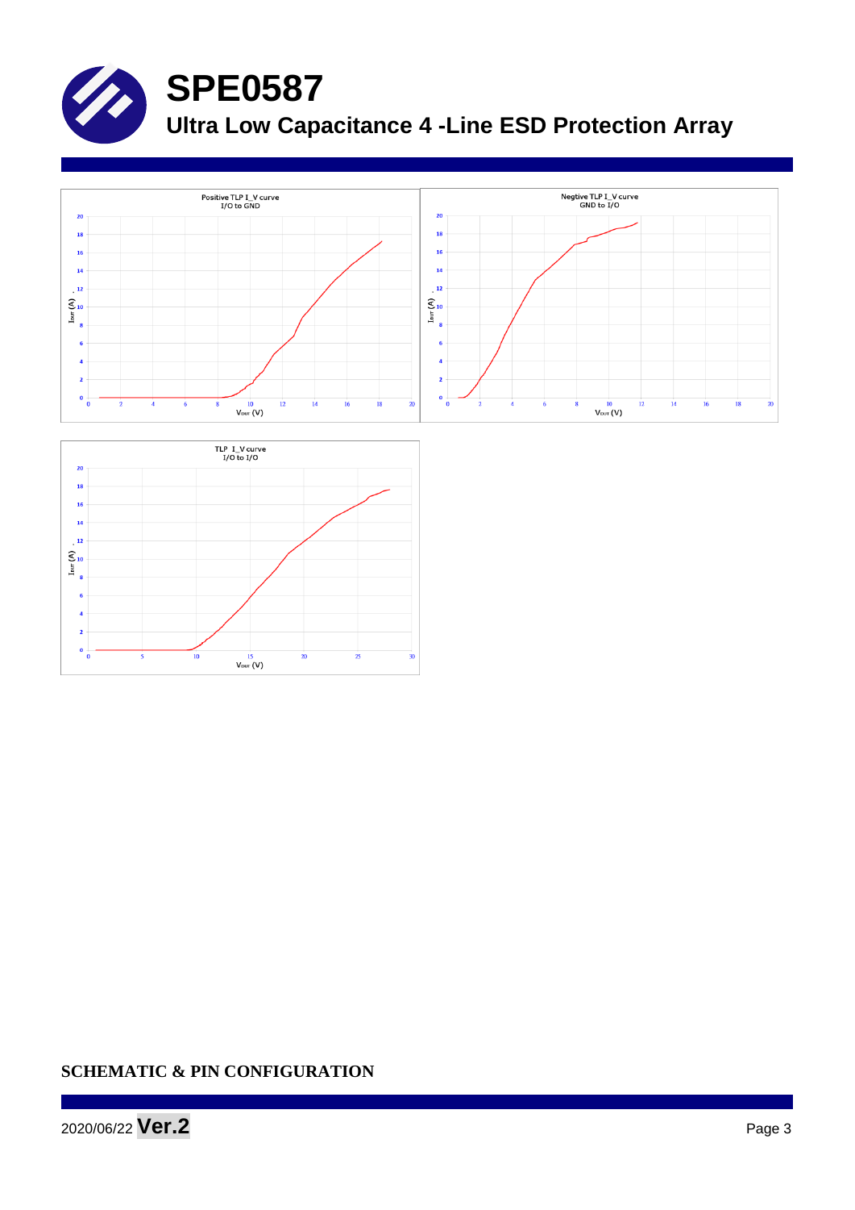Positive TLP I_V curve
I/O to GND

Negtive TLP I_V curve
GND to I/O

TLP I_V curve
I/O to I/O

## SCHEMATIC & PIN CONFIGURATION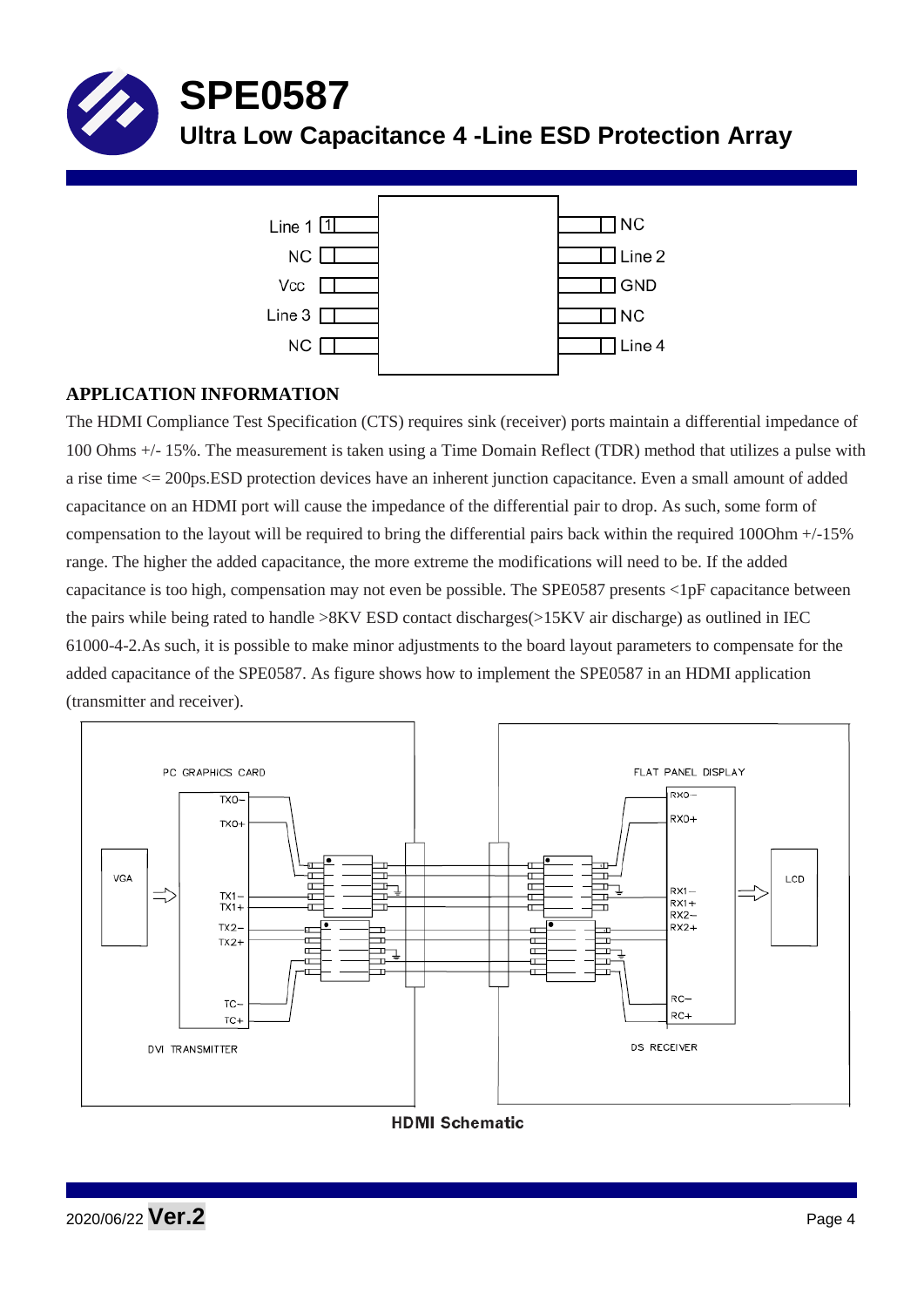# SPE0587

## Ultra Low Capacitance 4 -Line ESD Protection Array

| Left pin | | Right pin |
|---|---|---|
| Line 1 (1) | | NC |
| NC | | Line 2 |
| Vcc | | GND |
| Line 3 | | NC |
| NC | | Line 4 |

### APPLICATION INFORMATION

The HDMI Compliance Test Specification (CTS) requires sink (receiver) ports maintain a differential impedance of 100 Ohms +/- 15%. The measurement is taken using a Time Domain Reflect (TDR) method that utilizes a pulse with a rise time <= 200ps.ESD protection devices have an inherent junction capacitance. Even a small amount of added capacitance on an HDMI port will cause the impedance of the differential pair to drop. As such, some form of compensation to the layout will be required to bring the differential pairs back within the required 100Ohm +/-15% range. The higher the added capacitance, the more extreme the modifications will need to be. If the added capacitance is too high, compensation may not even be possible. The SPE0587 presents <1pF capacitance between the pairs while being rated to handle >8KV ESD contact discharges(>15KV air discharge) as outlined in IEC 61000-4-2.As such, it is possible to make minor adjustments to the board layout parameters to compensate for the added capacitance of the SPE0587. As figure shows how to implement the SPE0587 in an HDMI application (transmitter and receiver).

PC GRAPHICS CARD — VGA — DVI TRANSMITTER (TX0−, TX0+, TX1−, TX1+, TX2−, TX2+, TC−, TC+)

FLAT PANEL DISPLAY — LCD — DS RECEIVER (RX0−, RX0+, RX1−, RX1+, RX2−, RX2+, RC−, RC+)

**HDMI Schematic**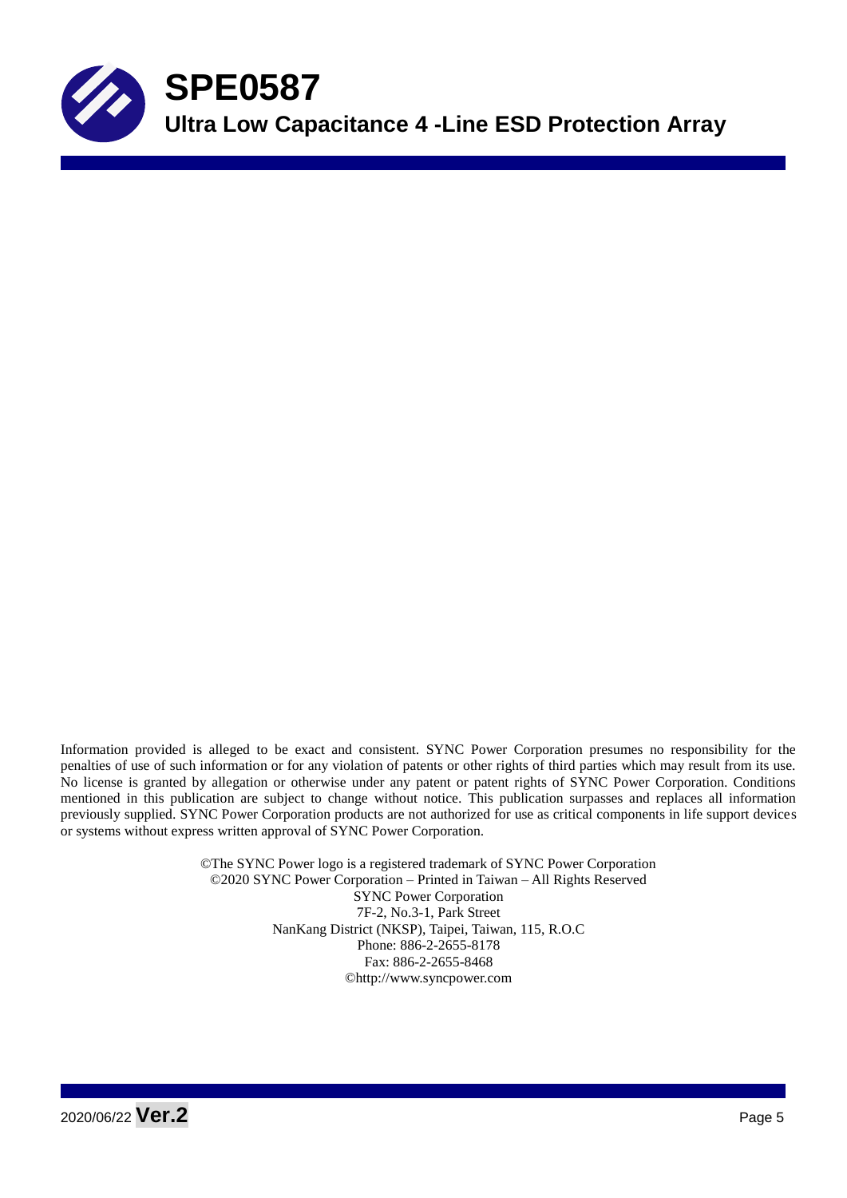Information provided is alleged to be exact and consistent. SYNC Power Corporation presumes no responsibility for the penalties of use of such information or for any violation of patents or other rights of third parties which may result from its use. No license is granted by allegation or otherwise under any patent or patent rights of SYNC Power Corporation. Conditions mentioned in this publication are subject to change without notice. This publication surpasses and replaces all information previously supplied. SYNC Power Corporation products are not authorized for use as critical components in life support devices or systems without express written approval of SYNC Power Corporation.

©The SYNC Power logo is a registered trademark of SYNC Power Corporation
©2020 SYNC Power Corporation – Printed in Taiwan – All Rights Reserved
SYNC Power Corporation
7F-2, No.3-1, Park Street
NanKang District (NKSP), Taipei, Taiwan, 115, R.O.C
Phone: 886-2-2655-8178
Fax: 886-2-2655-8468
©http://www.syncpower.com